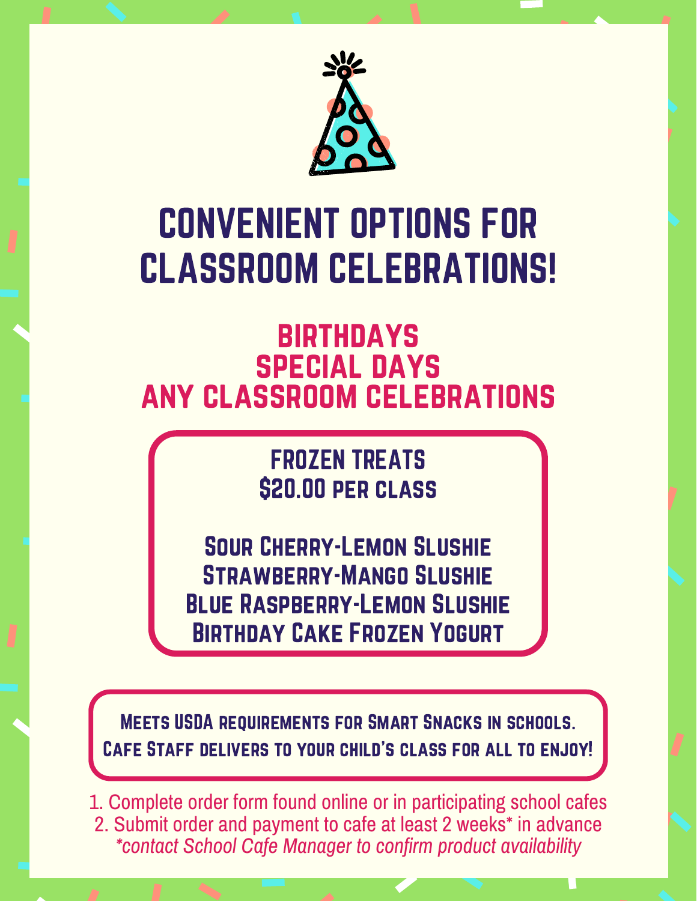# CONVENIENT OPTIONS FOR CLASSROOM CELEBRATIONS!

## BIRTHDAYS
## SPECIAL DAYS
## ANY CLASSROOM CELEBRATIONS

**FROZEN TREATS**
**$20.00 PER CLASS**

**Sour Cherry-Lemon Slushie**
**Strawberry-Mango Slushie**
**Blue Raspberry-Lemon Slushie**
**Birthday Cake Frozen Yogurt**

**Meets USDA requirements for Smart Snacks in schools.**
**Cafe Staff delivers to your child's class for all to enjoy!**

1. Complete order form found online or in participating school cafes
2. Submit order and payment to cafe at least 2 weeks* in advance

*\*contact School Cafe Manager to confirm product availability*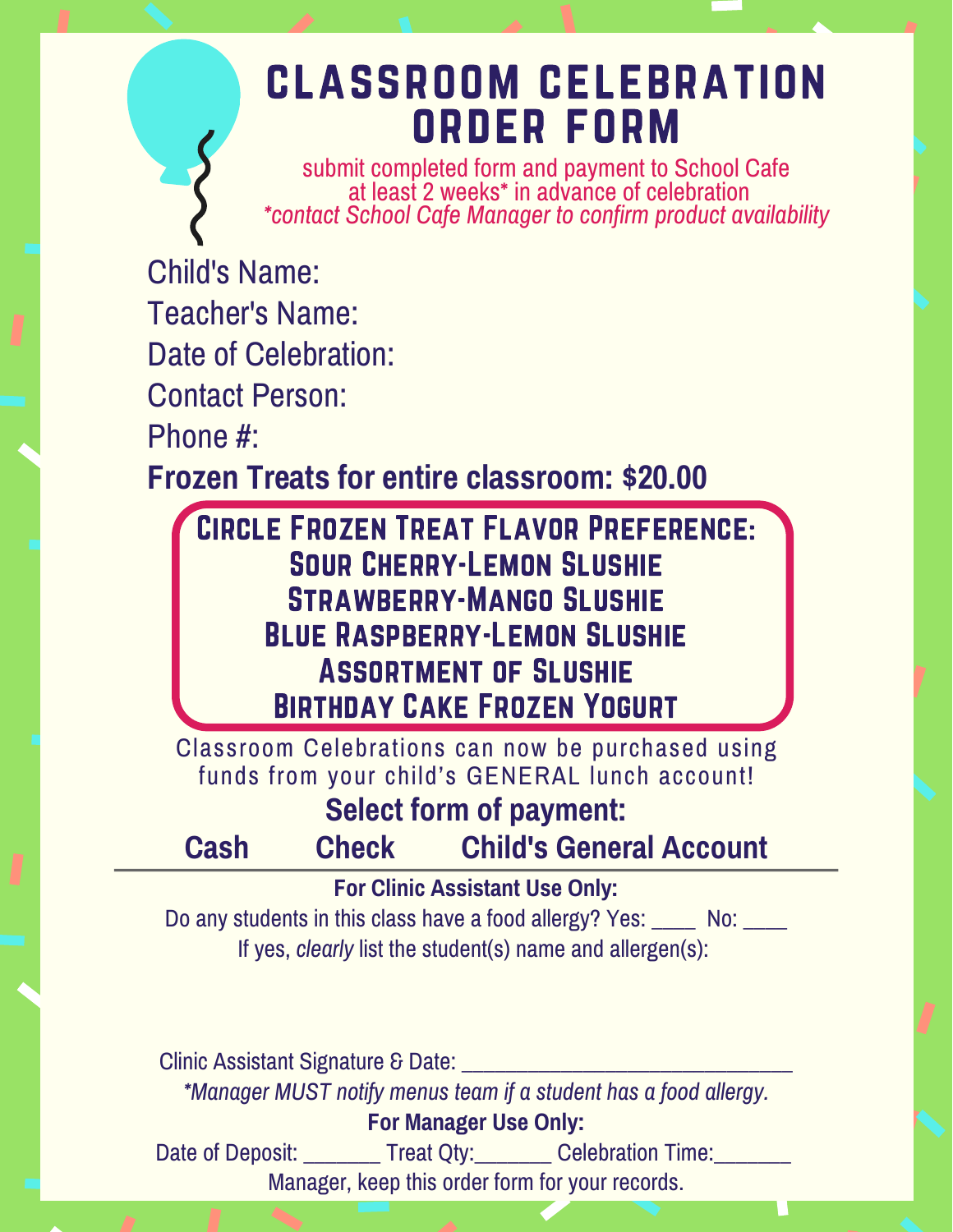# CLASSROOM CELEBRATION ORDER FORM

submit completed form and payment to School Cafe at least 2 weeks* in advance of celebration
*\*contact School Cafe Manager to confirm product availability*

Child's Name:

Teacher's Name:

Date of Celebration:

Contact Person:

Phone #:

**Frozen Treats for entire classroom: $20.00**

**Circle Frozen Treat Flavor Preference:**

**Sour Cherry-Lemon Slushie**
**Strawberry-Mango Slushie**
**Blue Raspberry-Lemon Slushie**
**Assortment of Slushie**
**Birthday Cake Frozen Yogurt**

Classroom Celebrations can now be purchased using funds from your child's GENERAL lunch account!

**Select form of payment:**

**Cash** **Check** **Child's General Account**

---

**For Clinic Assistant Use Only:**

Do any students in this class have a food allergy? Yes: ____ No: ____

If yes, *clearly* list the student(s) name and allergen(s):

Clinic Assistant Signature & Date: ____________________________

*\*Manager MUST notify menus team if a student has a food allergy.*

**For Manager Use Only:**

Date of Deposit: _______ Treat Qty:_______ Celebration Time:_______

Manager, keep this order form for your records.